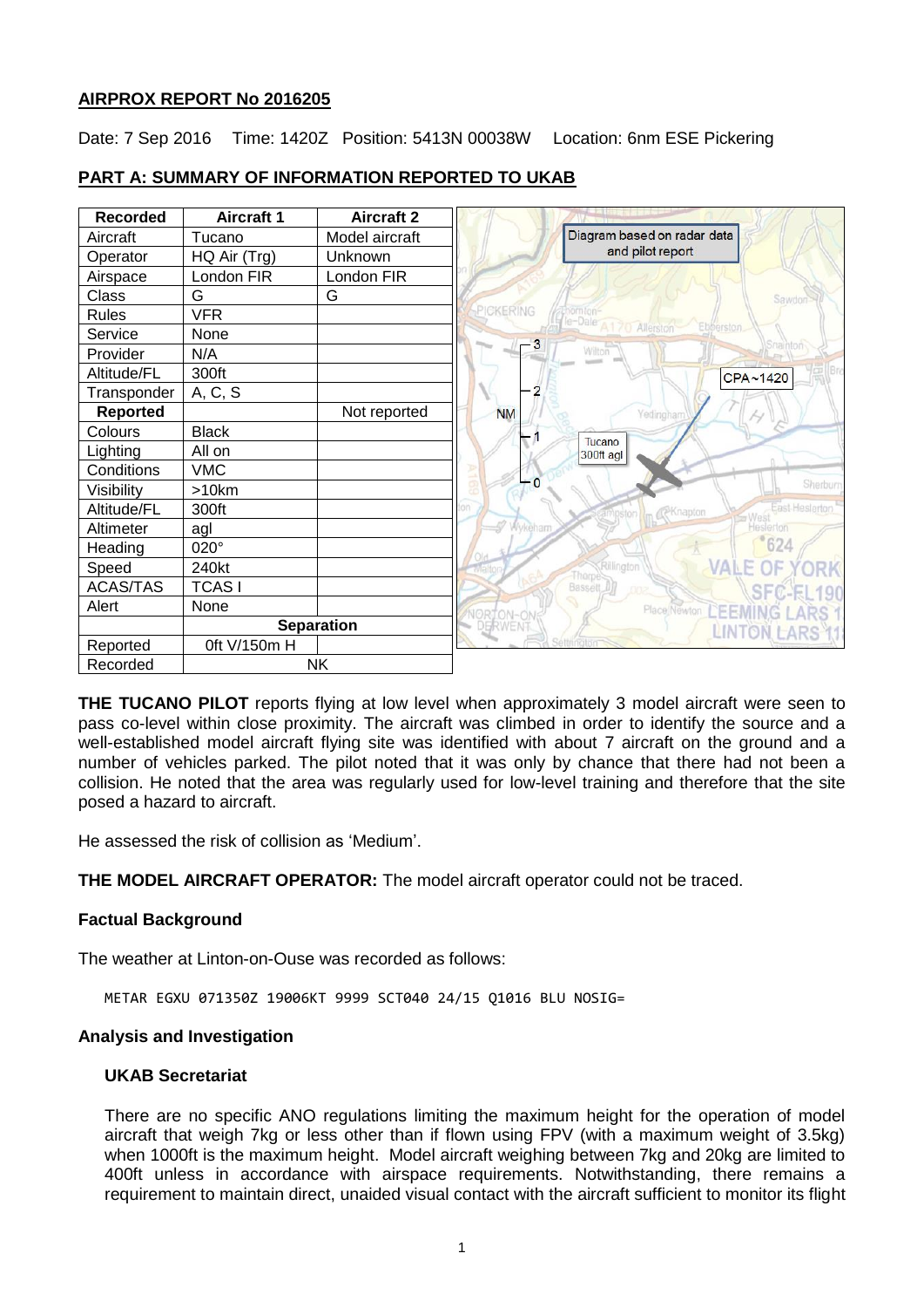**AIRPROX REPORT No 2016205**

Date: 7 Sep 2016 Time: 1420Z Position: 5413N 00038W Location: 6nm ESE Pickering

**PART A: SUMMARY OF INFORMATION REPORTED TO UKAB**

| Recorded | Aircraft 1 | Aircraft 2 |
|---|---|---|
| Aircraft | Tucano | Model aircraft |
| Operator | HQ Air (Trg) | Unknown |
| Airspace | London FIR | London FIR |
| Class | G | G |
| Rules | VFR | |
| Service | None | |
| Provider | N/A | |
| Altitude/FL | 300ft | |
| Transponder | A, C, S | |
| **Reported** | | Not reported |
| Colours | Black | |
| Lighting | All on | |
| Conditions | VMC | |
| Visibility | >10km | |
| Altitude/FL | 300ft | |
| Altimeter | agl | |
| Heading | 020° | |
| Speed | 240kt | |
| ACAS/TAS | TCAS I | |
| Alert | None | |
| | **Separation** | |
| Reported | 0ft V/150m H | |
| Recorded | NK | |

Diagram based on radar data and pilot report

**THE TUCANO PILOT** reports flying at low level when approximately 3 model aircraft were seen to pass co-level within close proximity. The aircraft was climbed in order to identify the source and a well-established model aircraft flying site was identified with about 7 aircraft on the ground and a number of vehicles parked. The pilot noted that it was only by chance that there had not been a collision. He noted that the area was regularly used for low-level training and therefore that the site posed a hazard to aircraft.

He assessed the risk of collision as 'Medium'.

**THE MODEL AIRCRAFT OPERATOR:** The model aircraft operator could not be traced.

**Factual Background**

The weather at Linton-on-Ouse was recorded as follows:

```
METAR EGXU 071350Z 19006KT 9999 SCT040 24/15 Q1016 BLU NOSIG=
```

**Analysis and Investigation**

**UKAB Secretariat**

There are no specific ANO regulations limiting the maximum height for the operation of model aircraft that weigh 7kg or less other than if flown using FPV (with a maximum weight of 3.5kg) when 1000ft is the maximum height. Model aircraft weighing between 7kg and 20kg are limited to 400ft unless in accordance with airspace requirements. Notwithstanding, there remains a requirement to maintain direct, unaided visual contact with the aircraft sufficient to monitor its flight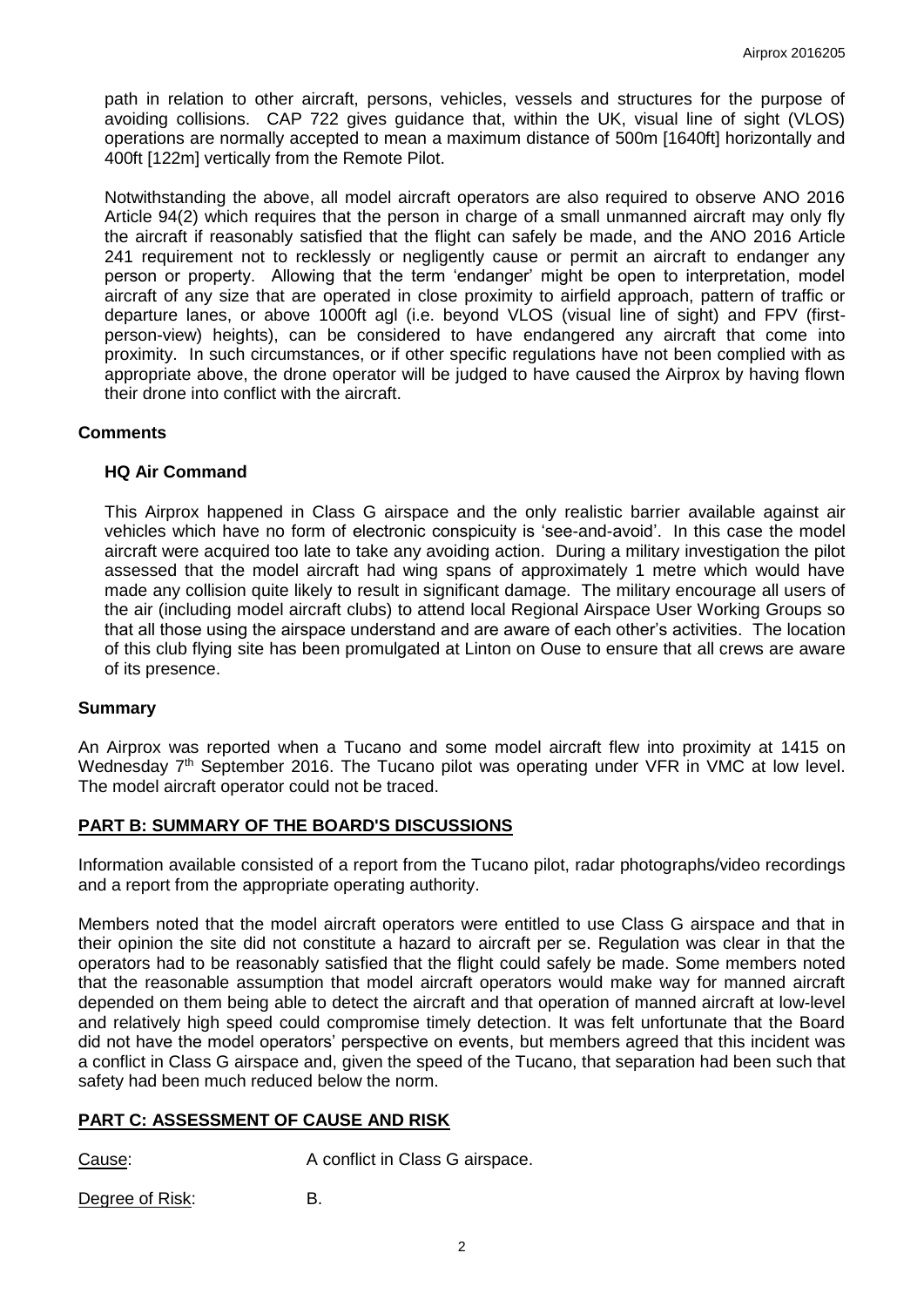path in relation to other aircraft, persons, vehicles, vessels and structures for the purpose of avoiding collisions. CAP 722 gives guidance that, within the UK, visual line of sight (VLOS) operations are normally accepted to mean a maximum distance of 500m [1640ft] horizontally and 400ft [122m] vertically from the Remote Pilot.

Notwithstanding the above, all model aircraft operators are also required to observe ANO 2016 Article 94(2) which requires that the person in charge of a small unmanned aircraft may only fly the aircraft if reasonably satisfied that the flight can safely be made, and the ANO 2016 Article 241 requirement not to recklessly or negligently cause or permit an aircraft to endanger any person or property. Allowing that the term 'endanger' might be open to interpretation, model aircraft of any size that are operated in close proximity to airfield approach, pattern of traffic or departure lanes, or above 1000ft agl (i.e. beyond VLOS (visual line of sight) and FPV (first-person-view) heights), can be considered to have endangered any aircraft that come into proximity. In such circumstances, or if other specific regulations have not been complied with as appropriate above, the drone operator will be judged to have caused the Airprox by having flown their drone into conflict with the aircraft.

## Comments

### HQ Air Command

This Airprox happened in Class G airspace and the only realistic barrier available against air vehicles which have no form of electronic conspicuity is 'see-and-avoid'. In this case the model aircraft were acquired too late to take any avoiding action. During a military investigation the pilot assessed that the model aircraft had wing spans of approximately 1 metre which would have made any collision quite likely to result in significant damage. The military encourage all users of the air (including model aircraft clubs) to attend local Regional Airspace User Working Groups so that all those using the airspace understand and are aware of each other's activities. The location of this club flying site has been promulgated at Linton on Ouse to ensure that all crews are aware of its presence.

## Summary

An Airprox was reported when a Tucano and some model aircraft flew into proximity at 1415 on Wednesday 7th September 2016. The Tucano pilot was operating under VFR in VMC at low level. The model aircraft operator could not be traced.

## PART B: SUMMARY OF THE BOARD'S DISCUSSIONS

Information available consisted of a report from the Tucano pilot, radar photographs/video recordings and a report from the appropriate operating authority.

Members noted that the model aircraft operators were entitled to use Class G airspace and that in their opinion the site did not constitute a hazard to aircraft per se. Regulation was clear in that the operators had to be reasonably satisfied that the flight could safely be made. Some members noted that the reasonable assumption that model aircraft operators would make way for manned aircraft depended on them being able to detect the aircraft and that operation of manned aircraft at low-level and relatively high speed could compromise timely detection. It was felt unfortunate that the Board did not have the model operators' perspective on events, but members agreed that this incident was a conflict in Class G airspace and, given the speed of the Tucano, that separation had been such that safety had been much reduced below the norm.

## PART C: ASSESSMENT OF CAUSE AND RISK

Cause: A conflict in Class G airspace.

Degree of Risk: B.